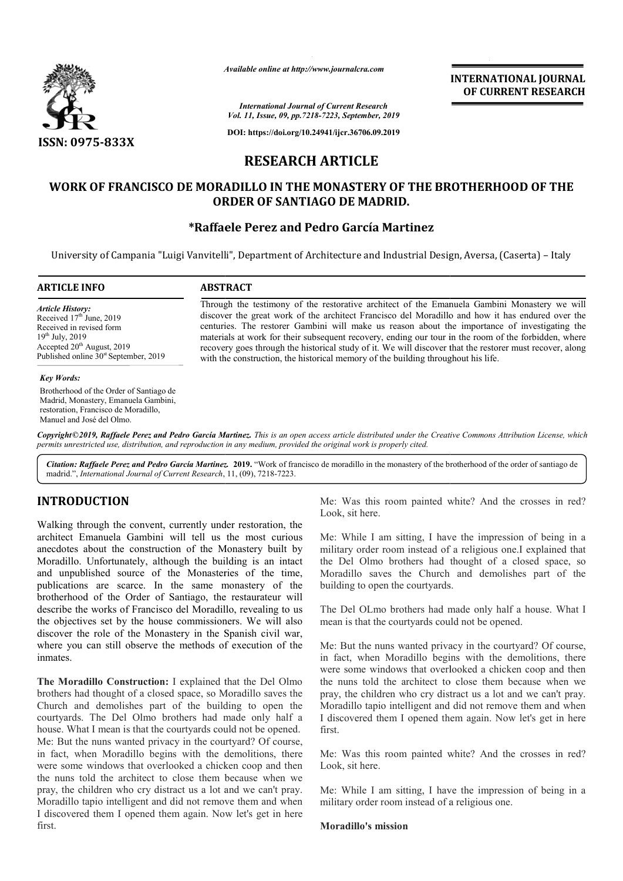*Available online at http://www.journalcra.com*

*International Journal of Current Research*
*Vol. 11, Issue, 09, pp.7218-7223, September, 2019*

**DOI: https://doi.org/10.24941/ijcr.36706.09.2019**

**INTERNATIONAL JOURNAL OF CURRENT RESEARCH**

**ISSN: 0975-833X**

# RESEARCH ARTICLE

## WORK OF FRANCISCO DE MORADILLO IN THE MONASTERY OF THE BROTHERHOOD OF THE ORDER OF SANTIAGO DE MADRID.

**\*Raffaele Perez and Pedro García Martinez**

University of Campania "Luigi Vanvitelli", Department of Architecture and Industrial Design, Aversa, (Caserta) – Italy

**ARTICLE INFO**

*Article History:*
Received 17th June, 2019
Received in revised form
19th July, 2019
Accepted 20th August, 2019
Published online 30st September, 2019

*Key Words:*
Brotherhood of the Order of Santiago de Madrid, Monastery, Emanuela Gambini, restoration, Francisco de Moradillo, Manuel and José del Olmo.

**ABSTRACT**

Through the testimony of the restorative architect of the Emanuela Gambini Monastery we will discover the great work of the architect Francisco del Moradillo and how it has endured over the centuries. The restorer Gambini will make us reason about the importance of investigating the materials at work for their subsequent recovery, ending our tour in the room of the forbidden, where recovery goes through the historical study of it. We will discover that the restorer must recover, along with the construction, the historical memory of the building throughout his life.

*Copyright©2019, Raffaele Perez and Pedro García Martinez. This is an open access article distributed under the Creative Commons Attribution License, which permits unrestricted use, distribution, and reproduction in any medium, provided the original work is properly cited.*

*Citation: Raffaele Perez and Pedro García Martinez.* **2019.** "Work of francisco de moradillo in the monastery of the brotherhood of the order of santiago de madrid.", *International Journal of Current Research*, 11, (09), 7218-7223.

## INTRODUCTION

Walking through the convent, currently under restoration, the architect Emanuela Gambini will tell us the most curious anecdotes about the construction of the Monastery built by Moradillo. Unfortunately, although the building is an intact and unpublished source of the Monasteries of the time, publications are scarce. In the same monastery of the brotherhood of the Order of Santiago, the restaurateur will describe the works of Francisco del Moradillo, revealing to us the objectives set by the house commissioners. We will also discover the role of the Monastery in the Spanish civil war, where you can still observe the methods of execution of the inmates.

**The Moradillo Construction:** I explained that the Del Olmo brothers had thought of a closed space, so Moradillo saves the Church and demolishes part of the building to open the courtyards. The Del Olmo brothers had made only half a house. What I mean is that the courtyards could not be opened.
Me: But the nuns wanted privacy in the courtyard? Of course, in fact, when Moradillo begins with the demolitions, there were some windows that overlooked a chicken coop and then the nuns told the architect to close them because when we pray, the children who cry distract us a lot and we can't pray. Moradillo tapio intelligent and did not remove them and when I discovered them I opened them again. Now let's get in here first.

Me: Was this room painted white? And the crosses in red? Look, sit here.

Me: While I am sitting, I have the impression of being in a military order room instead of a religious one.I explained that the Del Olmo brothers had thought of a closed space, so Moradillo saves the Church and demolishes part of the building to open the courtyards.

The Del OLmo brothers had made only half a house. What I mean is that the courtyards could not be opened.

Me: But the nuns wanted privacy in the courtyard? Of course, in fact, when Moradillo begins with the demolitions, there were some windows that overlooked a chicken coop and then the nuns told the architect to close them because when we pray, the children who cry distract us a lot and we can't pray. Moradillo tapio intelligent and did not remove them and when I discovered them I opened them again. Now let's get in here first.

Me: Was this room painted white? And the crosses in red? Look, sit here.

Me: While I am sitting, I have the impression of being in a military order room instead of a religious one.

**Moradillo's mission**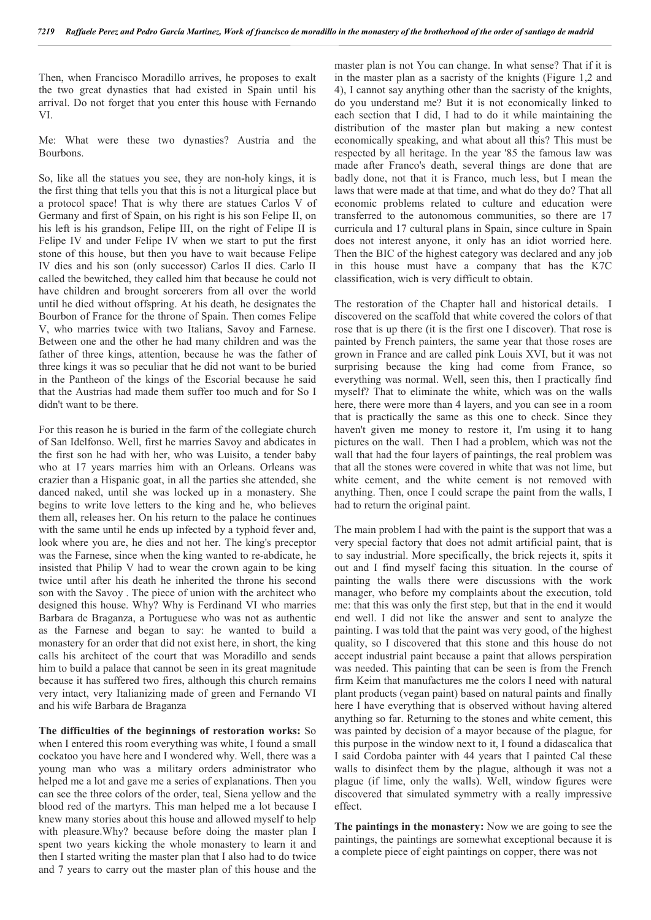Then, when Francisco Moradillo arrives, he proposes to exalt the two great dynasties that had existed in Spain until his arrival. Do not forget that you enter this house with Fernando VI.

Me: What were these two dynasties? Austria and the Bourbons.

So, like all the statues you see, they are non-holy kings, it is the first thing that tells you that this is not a liturgical place but a protocol space! That is why there are statues Carlos V of Germany and first of Spain, on his right is his son Felipe II, on his left is his grandson, Felipe III, on the right of Felipe II is Felipe IV and under Felipe IV when we start to put the first stone of this house, but then you have to wait because Felipe IV dies and his son (only successor) Carlos II dies. Carlo II called the bewitched, they called him that because he could not have children and brought sorcerers from all over the world until he died without offspring. At his death, he designates the Bourbon of France for the throne of Spain. Then comes Felipe V, who marries twice with two Italians, Savoy and Farnese. Between one and the other he had many children and was the father of three kings, attention, because he was the father of three kings it was so peculiar that he did not want to be buried in the Pantheon of the kings of the Escorial because he said that the Austrias had made them suffer too much and for So I didn't want to be there.

For this reason he is buried in the farm of the collegiate church of San Idelfonso. Well, first he marries Savoy and abdicates in the first son he had with her, who was Luisito, a tender baby who at 17 years marries him with an Orleans. Orleans was crazier than a Hispanic goat, in all the parties she attended, she danced naked, until she was locked up in a monastery. She begins to write love letters to the king and he, who believes them all, releases her. On his return to the palace he continues with the same until he ends up infected by a typhoid fever and, look where you are, he dies and not her. The king's preceptor was the Farnese, since when the king wanted to re-abdicate, he insisted that Philip V had to wear the crown again to be king twice until after his death he inherited the throne his second son with the Savoy . The piece of union with the architect who designed this house. Why? Why is Ferdinand VI who marries Barbara de Braganza, a Portuguese who was not as authentic as the Farnese and began to say: he wanted to build a monastery for an order that did not exist here, in short, the king calls his architect of the court that was Moradillo and sends him to build a palace that cannot be seen in its great magnitude because it has suffered two fires, although this church remains very intact, very Italianizing made of green and Fernando VI and his wife Barbara de Braganza

**The difficulties of the beginnings of restoration works:** So when I entered this room everything was white, I found a small cockatoo you have here and I wondered why. Well, there was a young man who was a military orders administrator who helped me a lot and gave me a series of explanations. Then you can see the three colors of the order, teal, Siena yellow and the blood red of the martyrs. This man helped me a lot because I knew many stories about this house and allowed myself to help with pleasure.Why? because before doing the master plan I spent two years kicking the whole monastery to learn it and then I started writing the master plan that I also had to do twice and 7 years to carry out the master plan of this house and the master plan is not You can change. In what sense? That if it is in the master plan as a sacristy of the knights (Figure 1,2 and 4), I cannot say anything other than the sacristy of the knights, do you understand me? But it is not economically linked to each section that I did, I had to do it while maintaining the distribution of the master plan but making a new contest economically speaking, and what about all this? This must be respected by all heritage. In the year '85 the famous law was made after Franco's death, several things are done that are badly done, not that it is Franco, much less, but I mean the laws that were made at that time, and what do they do? That all economic problems related to culture and education were transferred to the autonomous communities, so there are 17 curricula and 17 cultural plans in Spain, since culture in Spain does not interest anyone, it only has an idiot worried here. Then the BIC of the highest category was declared and any job in this house must have a company that has the K7C classification, wich is very difficult to obtain.

The restoration of the Chapter hall and historical details. I discovered on the scaffold that white covered the colors of that rose that is up there (it is the first one I discover). That rose is painted by French painters, the same year that those roses are grown in France and are called pink Louis XVI, but it was not surprising because the king had come from France, so everything was normal. Well, seen this, then I practically find myself? That to eliminate the white, which was on the walls here, there were more than 4 layers, and you can see in a room that is practically the same as this one to check. Since they haven't given me money to restore it, I'm using it to hang pictures on the wall. Then I had a problem, which was not the wall that had the four layers of paintings, the real problem was that all the stones were covered in white that was not lime, but white cement, and the white cement is not removed with anything. Then, once I could scrape the paint from the walls, I had to return the original paint.

The main problem I had with the paint is the support that was a very special factory that does not admit artificial paint, that is to say industrial. More specifically, the brick rejects it, spits it out and I find myself facing this situation. In the course of painting the walls there were discussions with the work manager, who before my complaints about the execution, told me: that this was only the first step, but that in the end it would end well. I did not like the answer and sent to analyze the painting. I was told that the paint was very good, of the highest quality, so I discovered that this stone and this house do not accept industrial paint because a paint that allows perspiration was needed. This painting that can be seen is from the French firm Keim that manufactures me the colors I need with natural plant products (vegan paint) based on natural paints and finally here I have everything that is observed without having altered anything so far. Returning to the stones and white cement, this was painted by decision of a mayor because of the plague, for this purpose in the window next to it, I found a didascalica that I said Cordoba painter with 44 years that I painted Cal these walls to disinfect them by the plague, although it was not a plague (if lime, only the walls). Well, window figures were discovered that simulated symmetry with a really impressive effect.

**The paintings in the monastery:** Now we are going to see the paintings, the paintings are somewhat exceptional because it is a complete piece of eight paintings on copper, there was not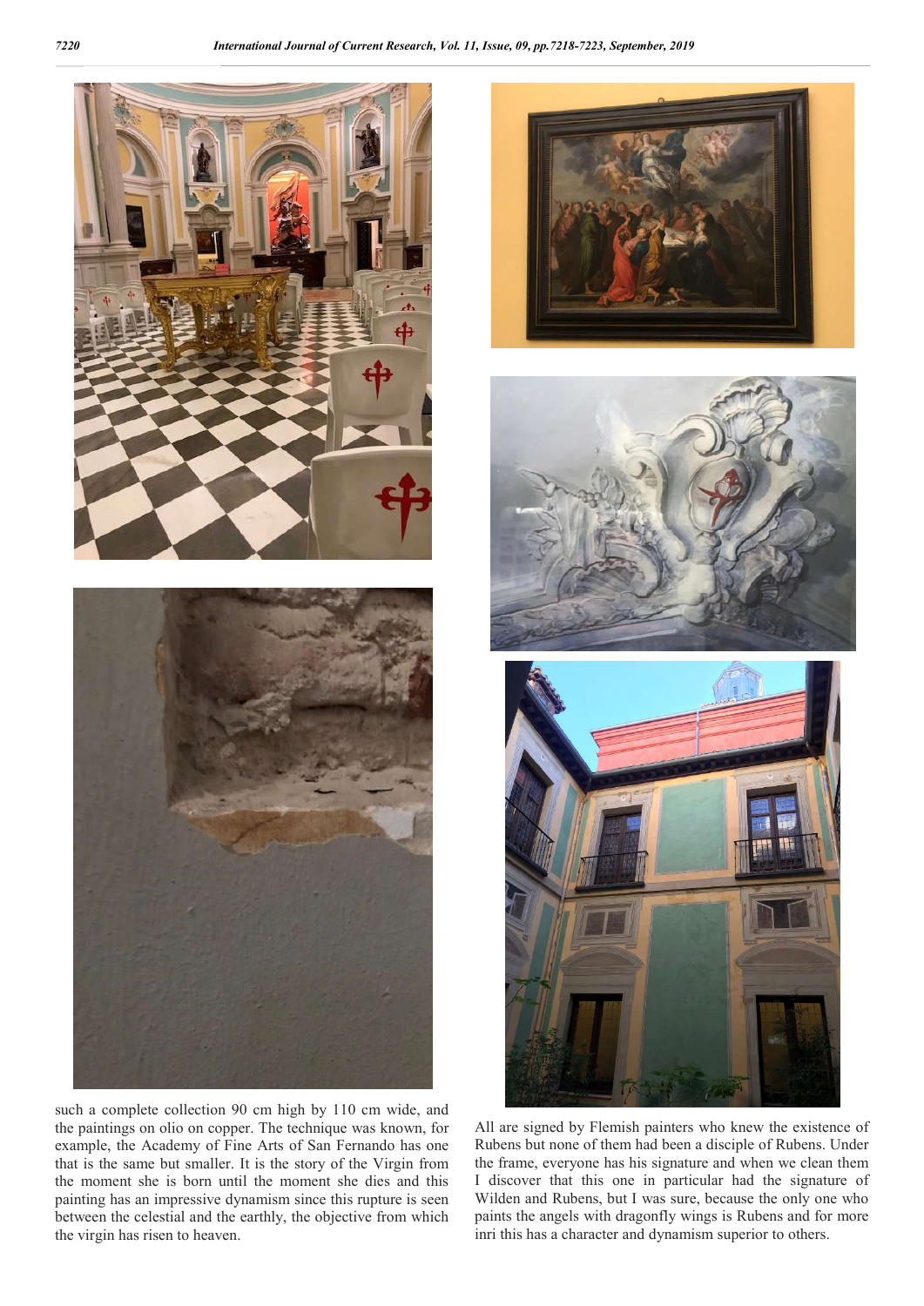such a complete collection 90 cm high by 110 cm wide, and the paintings on olio on copper. The technique was known, for example, the Academy of Fine Arts of San Fernando has one that is the same but smaller. It is the story of the Virgin from the moment she is born until the moment she dies and this painting has an impressive dynamism since this rupture is seen between the celestial and the earthly, the objective from which the virgin has risen to heaven.

All are signed by Flemish painters who knew the existence of Rubens but none of them had been a disciple of Rubens. Under the frame, everyone has his signature and when we clean them I discover that this one in particular had the signature of Wilden and Rubens, but I was sure, because the only one who paints the angels with dragonfly wings is Rubens and for more inri this has a character and dynamism superior to others.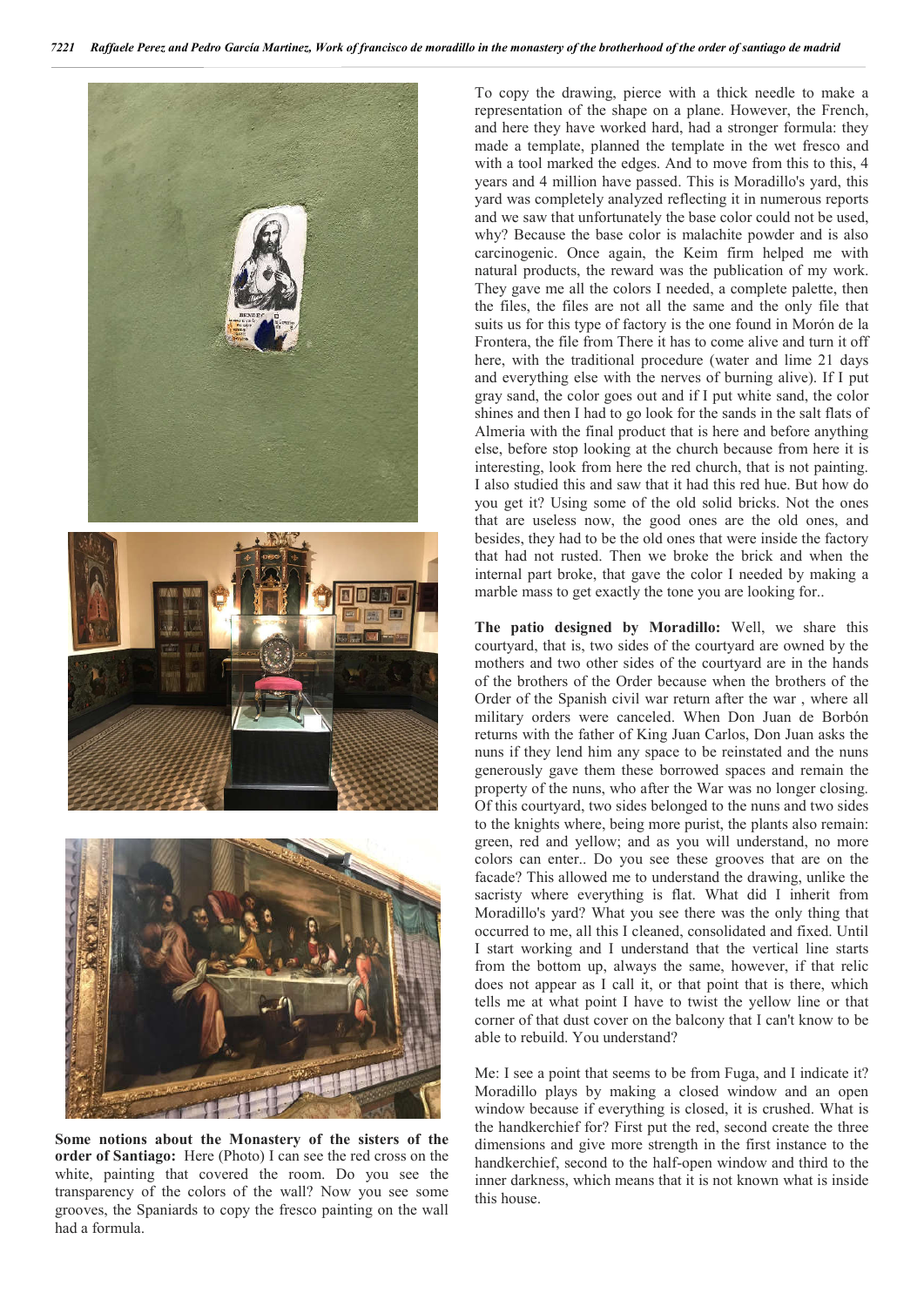**Some notions about the Monastery of the sisters of the order of Santiago:** Here (Photo) I can see the red cross on the white, painting that covered the room. Do you see the transparency of the colors of the wall? Now you see some grooves, the Spaniards to copy the fresco painting on the wall had a formula.

To copy the drawing, pierce with a thick needle to make a representation of the shape on a plane. However, the French, and here they have worked hard, had a stronger formula: they made a template, planned the template in the wet fresco and with a tool marked the edges. And to move from this to this, 4 years and 4 million have passed. This is Moradillo's yard, this yard was completely analyzed reflecting it in numerous reports and we saw that unfortunately the base color could not be used, why? Because the base color is malachite powder and is also carcinogenic. Once again, the Keim firm helped me with natural products, the reward was the publication of my work. They gave me all the colors I needed, a complete palette, then the files, the files are not all the same and the only file that suits us for this type of factory is the one found in Morón de la Frontera, the file from There it has to come alive and turn it off here, with the traditional procedure (water and lime 21 days and everything else with the nerves of burning alive). If I put gray sand, the color goes out and if I put white sand, the color shines and then I had to go look for the sands in the salt flats of Almeria with the final product that is here and before anything else, before stop looking at the church because from here it is interesting, look from here the red church, that is not painting. I also studied this and saw that it had this red hue. But how do you get it? Using some of the old solid bricks. Not the ones that are useless now, the good ones are the old ones, and besides, they had to be the old ones that were inside the factory that had not rusted. Then we broke the brick and when the internal part broke, that gave the color I needed by making a marble mass to get exactly the tone you are looking for..

**The patio designed by Moradillo:** Well, we share this courtyard, that is, two sides of the courtyard are owned by the mothers and two other sides of the courtyard are in the hands of the brothers of the Order because when the brothers of the Order of the Spanish civil war return after the war , where all military orders were canceled. When Don Juan de Borbón returns with the father of King Juan Carlos, Don Juan asks the nuns if they lend him any space to be reinstated and the nuns generously gave them these borrowed spaces and remain the property of the nuns, who after the War was no longer closing. Of this courtyard, two sides belonged to the nuns and two sides to the knights where, being more purist, the plants also remain: green, red and yellow; and as you will understand, no more colors can enter.. Do you see these grooves that are on the facade? This allowed me to understand the drawing, unlike the sacristy where everything is flat. What did I inherit from Moradillo's yard? What you see there was the only thing that occurred to me, all this I cleaned, consolidated and fixed. Until I start working and I understand that the vertical line starts from the bottom up, always the same, however, if that relic does not appear as I call it, or that point that is there, which tells me at what point I have to twist the yellow line or that corner of that dust cover on the balcony that I can't know to be able to rebuild. You understand?

Me: I see a point that seems to be from Fuga, and I indicate it? Moradillo plays by making a closed window and an open window because if everything is closed, it is crushed. What is the handkerchief for? First put the red, second create the three dimensions and give more strength in the first instance to the handkerchief, second to the half-open window and third to the inner darkness, which means that it is not known what is inside this house.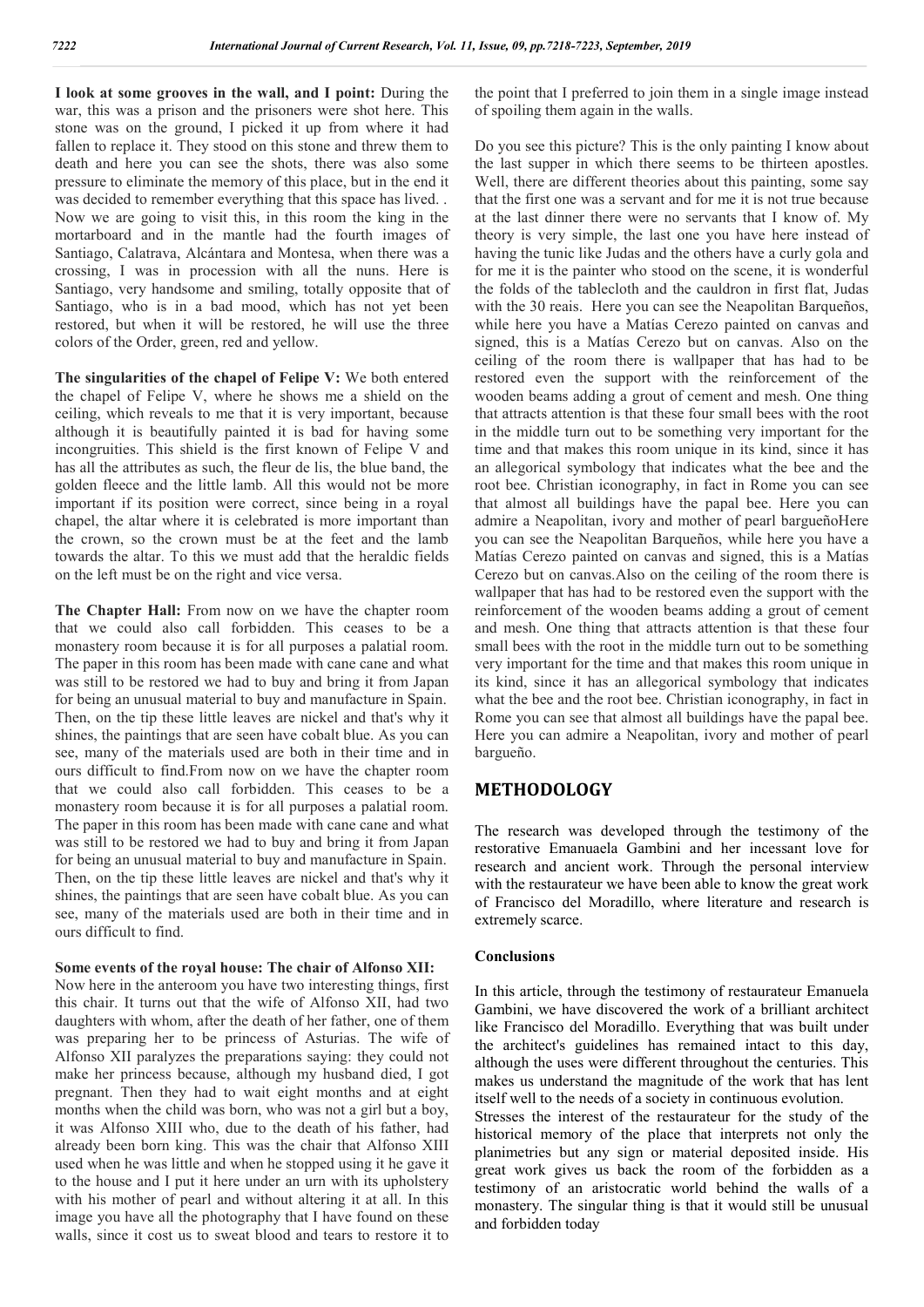**I look at some grooves in the wall, and I point:** During the war, this was a prison and the prisoners were shot here. This stone was on the ground, I picked it up from where it had fallen to replace it. They stood on this stone and threw them to death and here you can see the shots, there was also some pressure to eliminate the memory of this place, but in the end it was decided to remember everything that this space has lived. . Now we are going to visit this, in this room the king in the mortarboard and in the mantle had the fourth images of Santiago, Calatrava, Alcántara and Montesa, when there was a crossing, I was in procession with all the nuns. Here is Santiago, very handsome and smiling, totally opposite that of Santiago, who is in a bad mood, which has not yet been restored, but when it will be restored, he will use the three colors of the Order, green, red and yellow.

**The singularities of the chapel of Felipe V:** We both entered the chapel of Felipe V, where he shows me a shield on the ceiling, which reveals to me that it is very important, because although it is beautifully painted it is bad for having some incongruities. This shield is the first known of Felipe V and has all the attributes as such, the fleur de lis, the blue band, the golden fleece and the little lamb. All this would not be more important if its position were correct, since being in a royal chapel, the altar where it is celebrated is more important than the crown, so the crown must be at the feet and the lamb towards the altar. To this we must add that the heraldic fields on the left must be on the right and vice versa.

**The Chapter Hall:** From now on we have the chapter room that we could also call forbidden. This ceases to be a monastery room because it is for all purposes a palatial room. The paper in this room has been made with cane cane and what was still to be restored we had to buy and bring it from Japan for being an unusual material to buy and manufacture in Spain. Then, on the tip these little leaves are nickel and that's why it shines, the paintings that are seen have cobalt blue. As you can see, many of the materials used are both in their time and in ours difficult to find.From now on we have the chapter room that we could also call forbidden. This ceases to be a monastery room because it is for all purposes a palatial room. The paper in this room has been made with cane cane and what was still to be restored we had to buy and bring it from Japan for being an unusual material to buy and manufacture in Spain. Then, on the tip these little leaves are nickel and that's why it shines, the paintings that are seen have cobalt blue. As you can see, many of the materials used are both in their time and in ours difficult to find.

**Some events of the royal house: The chair of Alfonso XII:** Now here in the anteroom you have two interesting things, first this chair. It turns out that the wife of Alfonso XII, had two daughters with whom, after the death of her father, one of them was preparing her to be princess of Asturias. The wife of Alfonso XII paralyzes the preparations saying: they could not make her princess because, although my husband died, I got pregnant. Then they had to wait eight months and at eight months when the child was born, who was not a girl but a boy, it was Alfonso XIII who, due to the death of his father, had already been born king. This was the chair that Alfonso XIII used when he was little and when he stopped using it he gave it to the house and I put it here under an urn with its upholstery with his mother of pearl and without altering it at all. In this image you have all the photography that I have found on these walls, since it cost us to sweat blood and tears to restore it to the point that I preferred to join them in a single image instead of spoiling them again in the walls.

Do you see this picture? This is the only painting I know about the last supper in which there seems to be thirteen apostles. Well, there are different theories about this painting, some say that the first one was a servant and for me it is not true because at the last dinner there were no servants that I know of. My theory is very simple, the last one you have here instead of having the tunic like Judas and the others have a curly gola and for me it is the painter who stood on the scene, it is wonderful the folds of the tablecloth and the cauldron in first flat, Judas with the 30 reais. Here you can see the Neapolitan Barqueños, while here you have a Matías Cerezo painted on canvas and signed, this is a Matías Cerezo but on canvas. Also on the ceiling of the room there is wallpaper that has had to be restored even the support with the reinforcement of the wooden beams adding a grout of cement and mesh. One thing that attracts attention is that these four small bees with the root in the middle turn out to be something very important for the time and that makes this room unique in its kind, since it has an allegorical symbology that indicates what the bee and the root bee. Christian iconography, in fact in Rome you can see that almost all buildings have the papal bee. Here you can admire a Neapolitan, ivory and mother of pearl bargueñoHere you can see the Neapolitan Barqueños, while here you have a Matías Cerezo painted on canvas and signed, this is a Matías Cerezo but on canvas.Also on the ceiling of the room there is wallpaper that has had to be restored even the support with the reinforcement of the wooden beams adding a grout of cement and mesh. One thing that attracts attention is that these four small bees with the root in the middle turn out to be something very important for the time and that makes this room unique in its kind, since it has an allegorical symbology that indicates what the bee and the root bee. Christian iconography, in fact in Rome you can see that almost all buildings have the papal bee. Here you can admire a Neapolitan, ivory and mother of pearl bargueño.

## METHODOLOGY

The research was developed through the testimony of the restorative Emanuaela Gambini and her incessant love for research and ancient work. Through the personal interview with the restaurateur we have been able to know the great work of Francisco del Moradillo, where literature and research is extremely scarce.

### Conclusions

In this article, through the testimony of restaurateur Emanuela Gambini, we have discovered the work of a brilliant architect like Francisco del Moradillo. Everything that was built under the architect's guidelines has remained intact to this day, although the uses were different throughout the centuries. This makes us understand the magnitude of the work that has lent itself well to the needs of a society in continuous evolution.

Stresses the interest of the restaurateur for the study of the historical memory of the place that interprets not only the planimetries but any sign or material deposited inside. His great work gives us back the room of the forbidden as a testimony of an aristocratic world behind the walls of a monastery. The singular thing is that it would still be unusual and forbidden today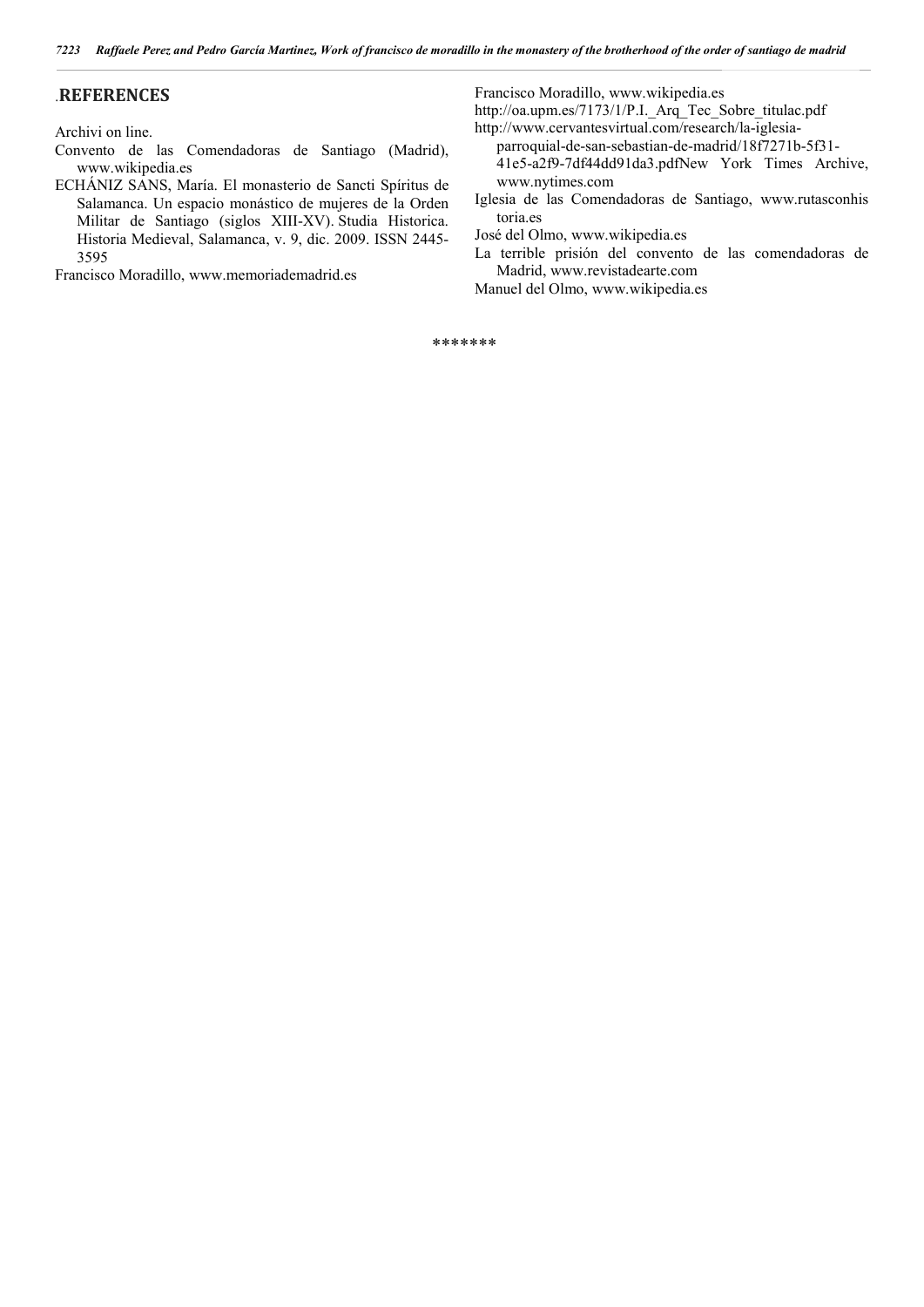## .REFERENCES

Archivi on line.

Convento de las Comendadoras de Santiago (Madrid), www.wikipedia.es

ECHÁNIZ SANS, María. El monasterio de Sancti Spíritus de Salamanca. Un espacio monástico de mujeres de la Orden Militar de Santiago (siglos XIII-XV). Studia Historica. Historia Medieval, Salamanca, v. 9, dic. 2009. ISSN 2445-3595

Francisco Moradillo, www.memoriademadrid.es

Francisco Moradillo, www.wikipedia.es

http://oa.upm.es/7173/1/P.I._Arq_Tec_Sobre_titulac.pdf

http://www.cervantesvirtual.com/research/la-iglesia-parroquial-de-san-sebastian-de-madrid/18f7271b-5f31-41e5-a2f9-7df44dd91da3.pdfNew York Times Archive, www.nytimes.com

Iglesia de las Comendadoras de Santiago, www.rutasconhistoria.es

José del Olmo, www.wikipedia.es

La terrible prisión del convento de las comendadoras de Madrid, www.revistadearte.com

Manuel del Olmo, www.wikipedia.es

*******